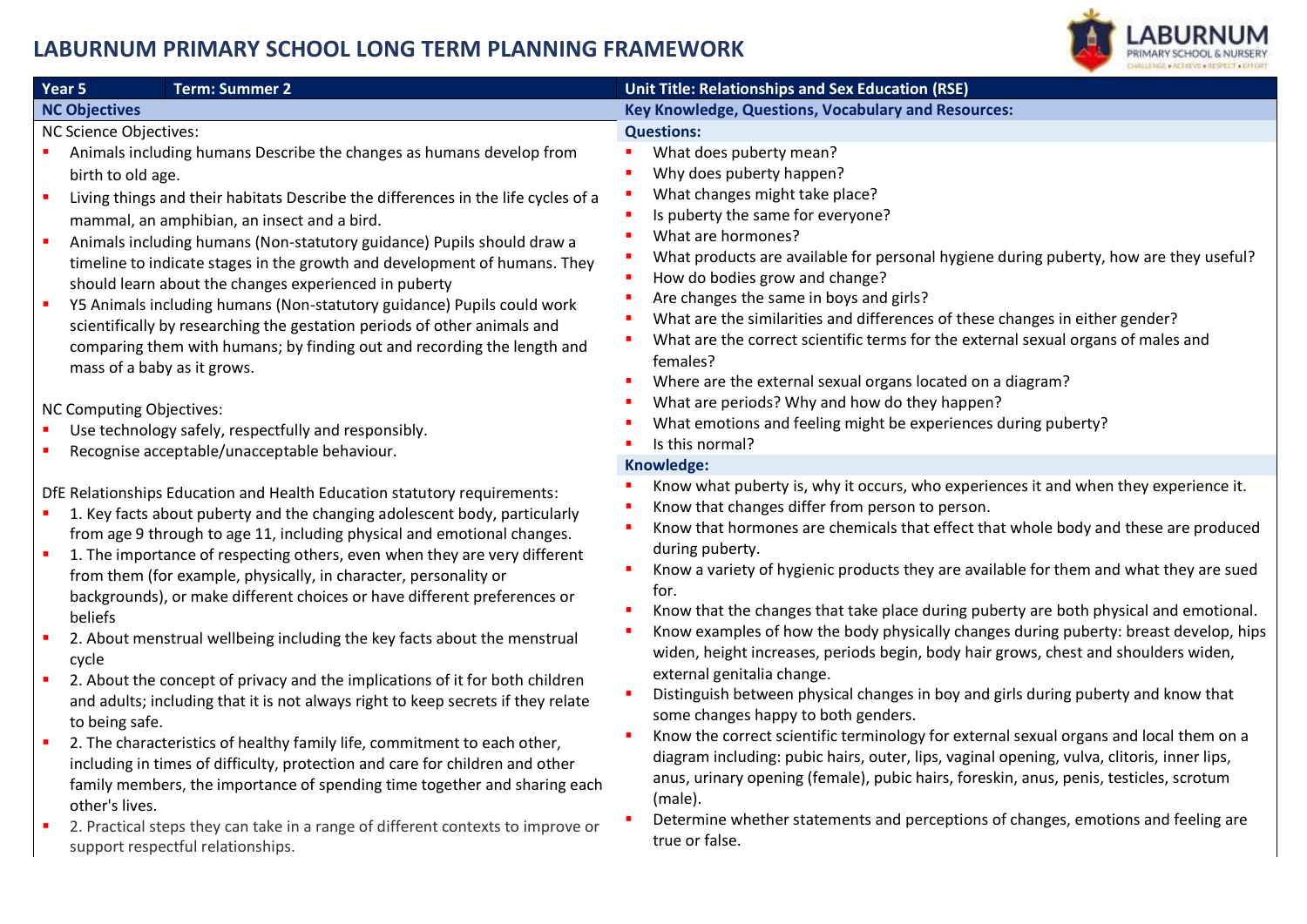# LABURNUM PRIMARY SCHOOL LONG TERM PLANNING FRAMEWORK

| Year 5 | Term: Summer 2 | Unit Title: Relationships and Sex Education (RSE) |
|---|---|---|

## NC Objectives

NC Science Objectives:

- Animals including humans Describe the changes as humans develop from birth to old age.
- Living things and their habitats Describe the differences in the life cycles of a mammal, an amphibian, an insect and a bird.
- Animals including humans (Non-statutory guidance) Pupils should draw a timeline to indicate stages in the growth and development of humans. They should learn about the changes experienced in puberty
- Y5 Animals including humans (Non-statutory guidance) Pupils could work scientifically by researching the gestation periods of other animals and comparing them with humans; by finding out and recording the length and mass of a baby as it grows.

NC Computing Objectives:

- Use technology safely, respectfully and responsibly.
- Recognise acceptable/unacceptable behaviour.

DfE Relationships Education and Health Education statutory requirements:

- 1. Key facts about puberty and the changing adolescent body, particularly from age 9 through to age 11, including physical and emotional changes.
- 1. The importance of respecting others, even when they are very different from them (for example, physically, in character, personality or backgrounds), or make different choices or have different preferences or beliefs
- 2. About menstrual wellbeing including the key facts about the menstrual cycle
- 2. About the concept of privacy and the implications of it for both children and adults; including that it is not always right to keep secrets if they relate to being safe.
- 2. The characteristics of healthy family life, commitment to each other, including in times of difficulty, protection and care for children and other family members, the importance of spending time together and sharing each other's lives.
- 2. Practical steps they can take in a range of different contexts to improve or support respectful relationships.

## Key Knowledge, Questions, Vocabulary and Resources:

### Questions:

- What does puberty mean?
- Why does puberty happen?
- What changes might take place?
- Is puberty the same for everyone?
- What are hormones?
- What products are available for personal hygiene during puberty, how are they useful?
- How do bodies grow and change?
- Are changes the same in boys and girls?
- What are the similarities and differences of these changes in either gender?
- What are the correct scientific terms for the external sexual organs of males and females?
- Where are the external sexual organs located on a diagram?
- What are periods? Why and how do they happen?
- What emotions and feeling might be experiences during puberty?
- Is this normal?

### Knowledge:

- Know what puberty is, why it occurs, who experiences it and when they experience it.
- Know that changes differ from person to person.
- Know that hormones are chemicals that effect that whole body and these are produced during puberty.
- Know a variety of hygienic products they are available for them and what they are sued for.
- Know that the changes that take place during puberty are both physical and emotional.
- Know examples of how the body physically changes during puberty: breast develop, hips widen, height increases, periods begin, body hair grows, chest and shoulders widen, external genitalia change.
- Distinguish between physical changes in boy and girls during puberty and know that some changes happy to both genders.
- Know the correct scientific terminology for external sexual organs and local them on a diagram including: pubic hairs, outer, lips, vaginal opening, vulva, clitoris, inner lips, anus, urinary opening (female), pubic hairs, foreskin, anus, penis, testicles, scrotum (male).
- Determine whether statements and perceptions of changes, emotions and feeling are true or false.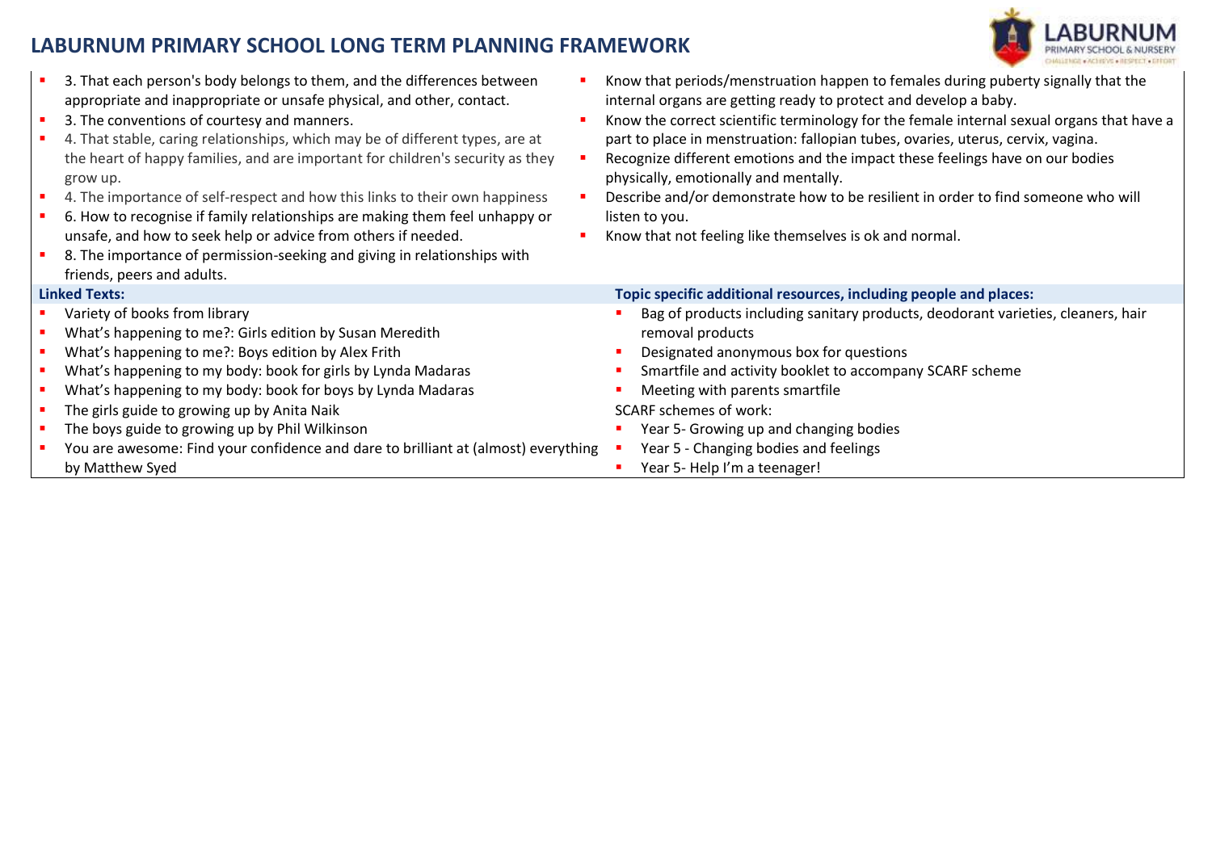# LABURNUM PRIMARY SCHOOL LONG TERM PLANNING FRAMEWORK

- 3. That each person's body belongs to them, and the differences between appropriate and inappropriate or unsafe physical, and other, contact.
- 3. The conventions of courtesy and manners.
- 4. That stable, caring relationships, which may be of different types, are at the heart of happy families, and are important for children's security as they grow up.
- 4. The importance of self-respect and how this links to their own happiness
- 6. How to recognise if family relationships are making them feel unhappy or unsafe, and how to seek help or advice from others if needed.
- 8. The importance of permission-seeking and giving in relationships with friends, peers and adults.

- Know that periods/menstruation happen to females during puberty signally that the internal organs are getting ready to protect and develop a baby.
- Know the correct scientific terminology for the female internal sexual organs that have a part to place in menstruation: fallopian tubes, ovaries, uterus, cervix, vagina.
- Recognize different emotions and the impact these feelings have on our bodies physically, emotionally and mentally.
- Describe and/or demonstrate how to be resilient in order to find someone who will listen to you.
- Know that not feeling like themselves is ok and normal.

**Linked Texts:**

- Variety of books from library
- What's happening to me?: Girls edition by Susan Meredith
- What's happening to me?: Boys edition by Alex Frith
- What's happening to my body: book for girls by Lynda Madaras
- What's happening to my body: book for boys by Lynda Madaras
- The girls guide to growing up by Anita Naik
- The boys guide to growing up by Phil Wilkinson
- You are awesome: Find your confidence and dare to brilliant at (almost) everything by Matthew Syed

**Topic specific additional resources, including people and places:**

- Bag of products including sanitary products, deodorant varieties, cleaners, hair removal products
- Designated anonymous box for questions
- Smartfile and activity booklet to accompany SCARF scheme
- Meeting with parents smartfile

SCARF schemes of work:

- Year 5- Growing up and changing bodies
- Year 5 - Changing bodies and feelings
- Year 5- Help I'm a teenager!